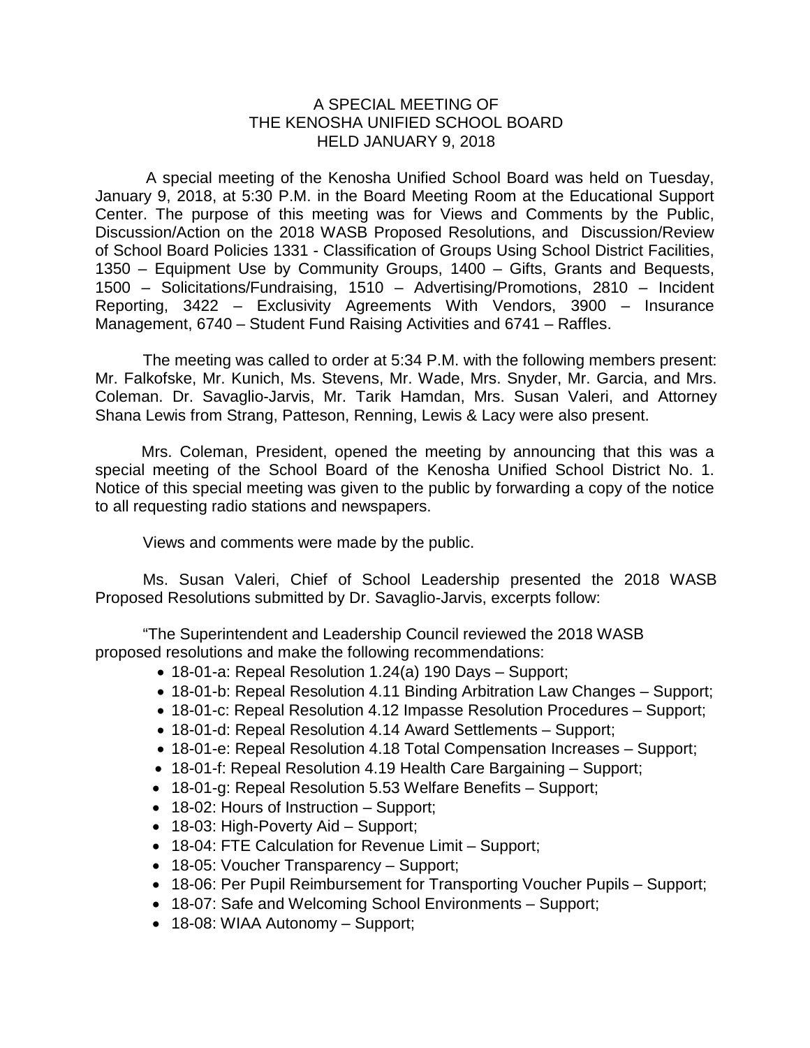# A SPECIAL MEETING OF THE KENOSHA UNIFIED SCHOOL BOARD HELD JANUARY 9, 2018

A special meeting of the Kenosha Unified School Board was held on Tuesday, January 9, 2018, at 5:30 P.M. in the Board Meeting Room at the Educational Support Center. The purpose of this meeting was for Views and Comments by the Public, Discussion/Action on the 2018 WASB Proposed Resolutions, and Discussion/Review of School Board Policies 1331 - Classification of Groups Using School District Facilities, 1350 – Equipment Use by Community Groups, 1400 – Gifts, Grants and Bequests, 1500 – Solicitations/Fundraising, 1510 – Advertising/Promotions, 2810 – Incident Reporting, 3422 – Exclusivity Agreements With Vendors, 3900 – Insurance Management, 6740 – Student Fund Raising Activities and 6741 – Raffles.

The meeting was called to order at 5:34 P.M. with the following members present: Mr. Falkofske, Mr. Kunich, Ms. Stevens, Mr. Wade, Mrs. Snyder, Mr. Garcia, and Mrs. Coleman. Dr. Savaglio-Jarvis, Mr. Tarik Hamdan, Mrs. Susan Valeri, and Attorney Shana Lewis from Strang, Patteson, Renning, Lewis & Lacy were also present.

Mrs. Coleman, President, opened the meeting by announcing that this was a special meeting of the School Board of the Kenosha Unified School District No. 1. Notice of this special meeting was given to the public by forwarding a copy of the notice to all requesting radio stations and newspapers.

Views and comments were made by the public.

Ms. Susan Valeri, Chief of School Leadership presented the 2018 WASB Proposed Resolutions submitted by Dr. Savaglio-Jarvis, excerpts follow:

"The Superintendent and Leadership Council reviewed the 2018 WASB proposed resolutions and make the following recommendations:

- 18-01-a: Repeal Resolution 1.24(a) 190 Days – Support;
- 18-01-b: Repeal Resolution 4.11 Binding Arbitration Law Changes – Support;
- 18-01-c: Repeal Resolution 4.12 Impasse Resolution Procedures – Support;
- 18-01-d: Repeal Resolution 4.14 Award Settlements – Support;
- 18-01-e: Repeal Resolution 4.18 Total Compensation Increases – Support;
- 18-01-f: Repeal Resolution 4.19 Health Care Bargaining – Support;
- 18-01-g: Repeal Resolution 5.53 Welfare Benefits – Support;
- 18-02: Hours of Instruction – Support;
- 18-03: High-Poverty Aid – Support;
- 18-04: FTE Calculation for Revenue Limit – Support;
- 18-05: Voucher Transparency – Support;
- 18-06: Per Pupil Reimbursement for Transporting Voucher Pupils – Support;
- 18-07: Safe and Welcoming School Environments – Support;
- 18-08: WIAA Autonomy – Support;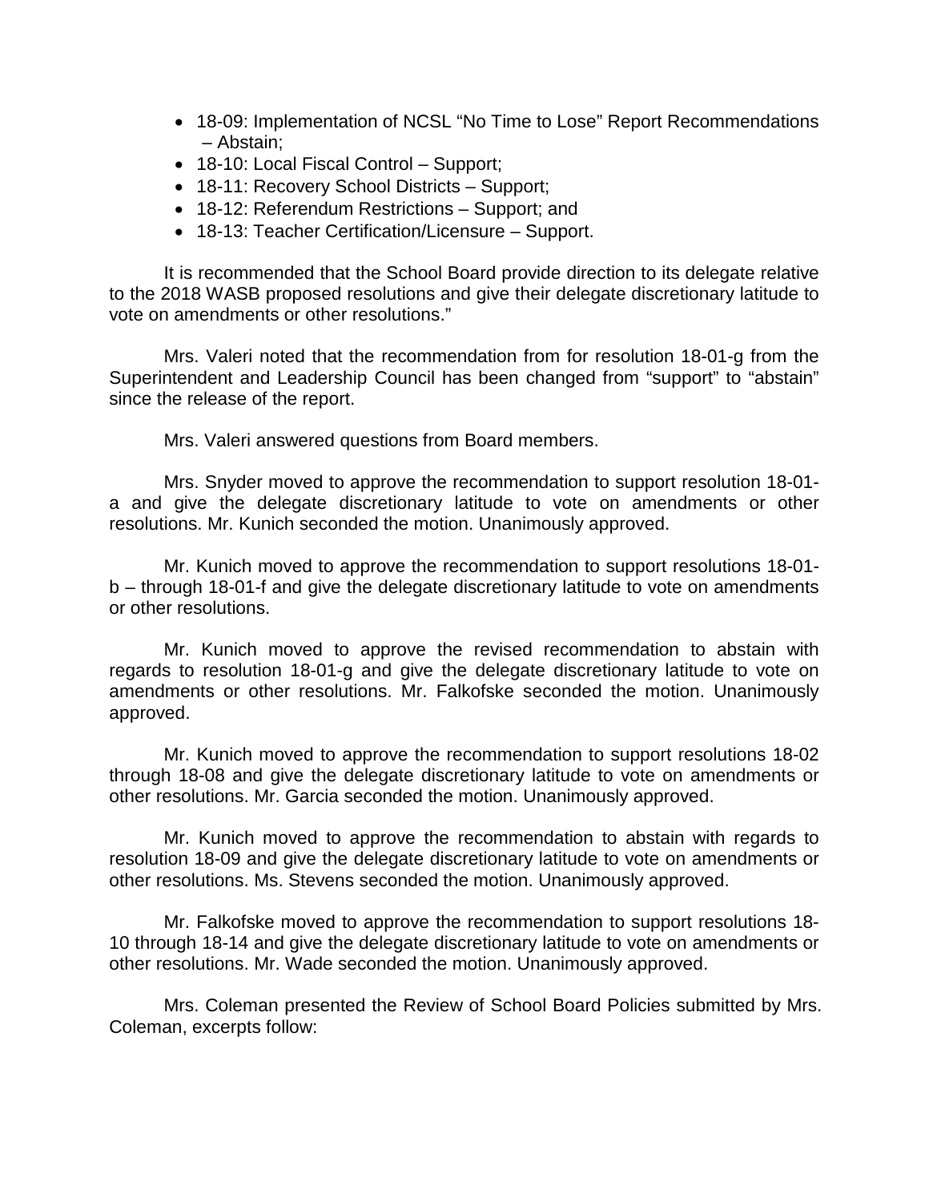- 18-09: Implementation of NCSL "No Time to Lose" Report Recommendations – Abstain;
- 18-10: Local Fiscal Control – Support;
- 18-11: Recovery School Districts – Support;
- 18-12: Referendum Restrictions – Support; and
- 18-13: Teacher Certification/Licensure – Support.

It is recommended that the School Board provide direction to its delegate relative to the 2018 WASB proposed resolutions and give their delegate discretionary latitude to vote on amendments or other resolutions."

Mrs. Valeri noted that the recommendation from for resolution 18-01-g from the Superintendent and Leadership Council has been changed from "support" to "abstain" since the release of the report.

Mrs. Valeri answered questions from Board members.

Mrs. Snyder moved to approve the recommendation to support resolution 18-01-a and give the delegate discretionary latitude to vote on amendments or other resolutions. Mr. Kunich seconded the motion. Unanimously approved.

Mr. Kunich moved to approve the recommendation to support resolutions 18-01-b – through 18-01-f and give the delegate discretionary latitude to vote on amendments or other resolutions.

Mr. Kunich moved to approve the revised recommendation to abstain with regards to resolution 18-01-g and give the delegate discretionary latitude to vote on amendments or other resolutions. Mr. Falkofske seconded the motion. Unanimously approved.

Mr. Kunich moved to approve the recommendation to support resolutions 18-02 through 18-08 and give the delegate discretionary latitude to vote on amendments or other resolutions. Mr. Garcia seconded the motion. Unanimously approved.

Mr. Kunich moved to approve the recommendation to abstain with regards to resolution 18-09 and give the delegate discretionary latitude to vote on amendments or other resolutions. Ms. Stevens seconded the motion. Unanimously approved.

Mr. Falkofske moved to approve the recommendation to support resolutions 18-10 through 18-14 and give the delegate discretionary latitude to vote on amendments or other resolutions. Mr. Wade seconded the motion. Unanimously approved.

Mrs. Coleman presented the Review of School Board Policies submitted by Mrs. Coleman, excerpts follow: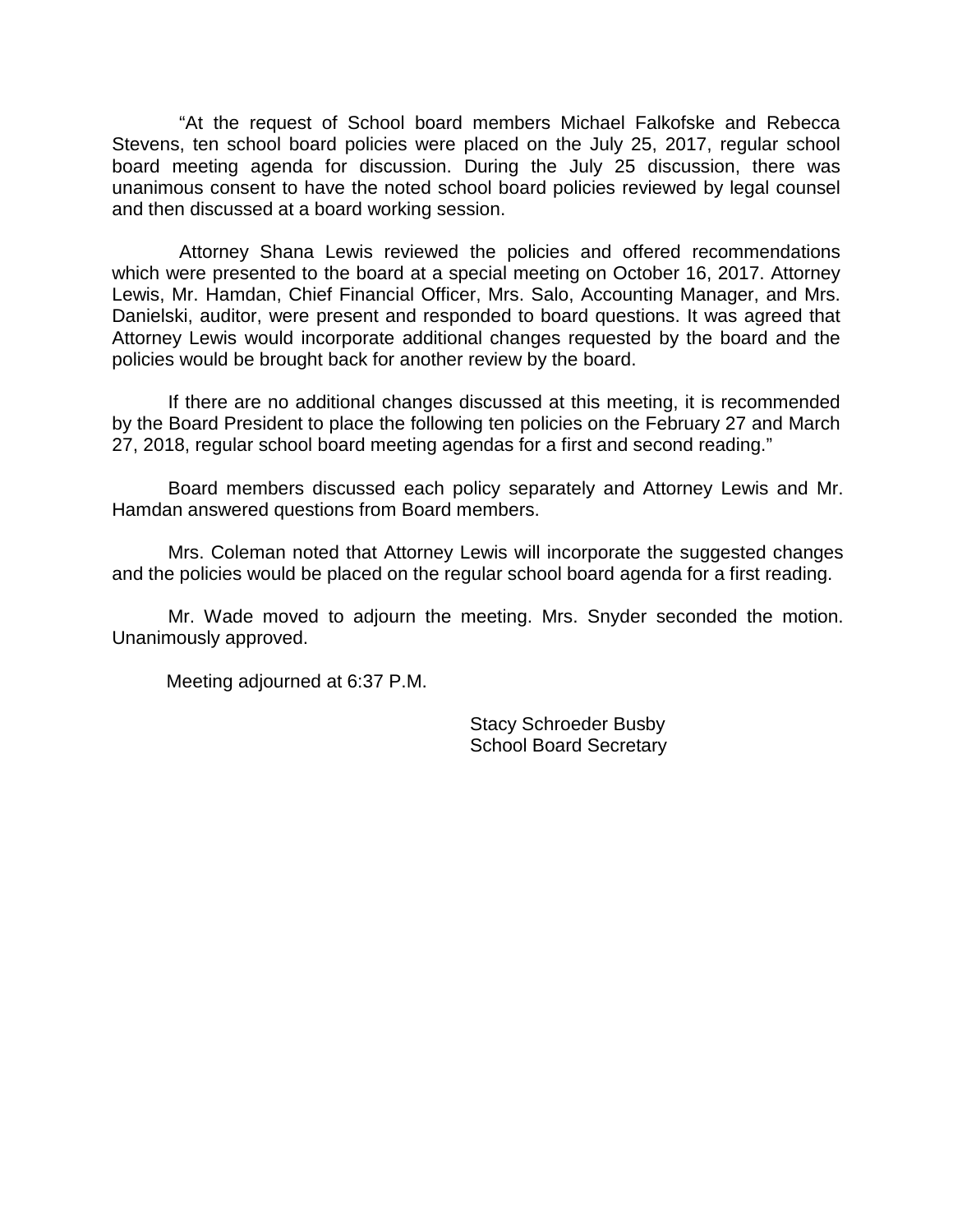"At the request of School board members Michael Falkofske and Rebecca Stevens, ten school board policies were placed on the July 25, 2017, regular school board meeting agenda for discussion. During the July 25 discussion, there was unanimous consent to have the noted school board policies reviewed by legal counsel and then discussed at a board working session.

Attorney Shana Lewis reviewed the policies and offered recommendations which were presented to the board at a special meeting on October 16, 2017. Attorney Lewis, Mr. Hamdan, Chief Financial Officer, Mrs. Salo, Accounting Manager, and Mrs. Danielski, auditor, were present and responded to board questions. It was agreed that Attorney Lewis would incorporate additional changes requested by the board and the policies would be brought back for another review by the board.

If there are no additional changes discussed at this meeting, it is recommended by the Board President to place the following ten policies on the February 27 and March 27, 2018, regular school board meeting agendas for a first and second reading."

Board members discussed each policy separately and Attorney Lewis and Mr. Hamdan answered questions from Board members.

Mrs. Coleman noted that Attorney Lewis will incorporate the suggested changes and the policies would be placed on the regular school board agenda for a first reading.

Mr. Wade moved to adjourn the meeting. Mrs. Snyder seconded the motion. Unanimously approved.

Meeting adjourned at 6:37 P.M.

Stacy Schroeder Busby
School Board Secretary